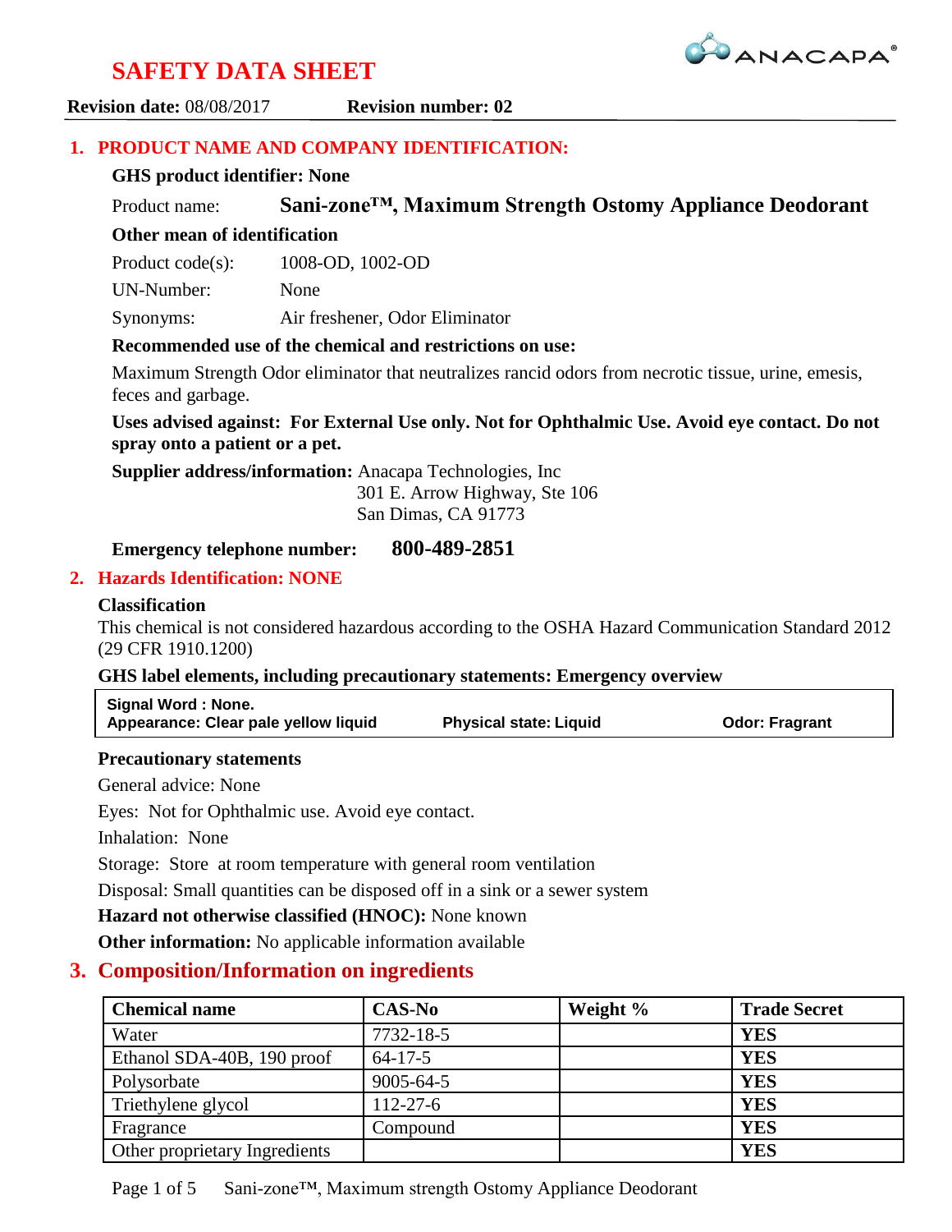# SAFETY DATA SHEET

**Revision date:** 08/08/2017 **Revision number: 02**

## 1. PRODUCT NAME AND COMPANY IDENTIFICATION:

**GHS product identifier: None**

Product name: **Sani-zone™, Maximum Strength Ostomy Appliance Deodorant**

**Other mean of identification**

Product code(s): 1008-OD, 1002-OD

UN-Number: None

Synonyms: Air freshener, Odor Eliminator

**Recommended use of the chemical and restrictions on use:**

Maximum Strength Odor eliminator that neutralizes rancid odors from necrotic tissue, urine, emesis, feces and garbage.

**Uses advised against: For External Use only. Not for Ophthalmic Use. Avoid eye contact. Do not spray onto a patient or a pet.**

**Supplier address/information:** Anacapa Technologies, Inc
301 E. Arrow Highway, Ste 106
San Dimas, CA 91773

**Emergency telephone number: 800-489-2851**

## 2. Hazards Identification: NONE

**Classification**

This chemical is not considered hazardous according to the OSHA Hazard Communication Standard 2012 (29 CFR 1910.1200)

**GHS label elements, including precautionary statements: Emergency overview**

| **Signal Word : None.** | | |
|---|---|---|
| **Appearance: Clear pale yellow liquid** | **Physical state: Liquid** | **Odor: Fragrant** |

**Precautionary statements**

General advice: None

Eyes: Not for Ophthalmic use. Avoid eye contact.

Inhalation: None

Storage: Store at room temperature with general room ventilation

Disposal: Small quantities can be disposed off in a sink or a sewer system

**Hazard not otherwise classified (HNOC):** None known

**Other information:** No applicable information available

## 3. Composition/Information on ingredients

| Chemical name | CAS-No | Weight % | Trade Secret |
|---|---|---|---|
| Water | 7732-18-5 | | **YES** |
| Ethanol SDA-40B, 190 proof | 64-17-5 | | **YES** |
| Polysorbate | 9005-64-5 | | **YES** |
| Triethylene glycol | 112-27-6 | | **YES** |
| Fragrance | Compound | | **YES** |
| Other proprietary Ingredients | | | **YES** |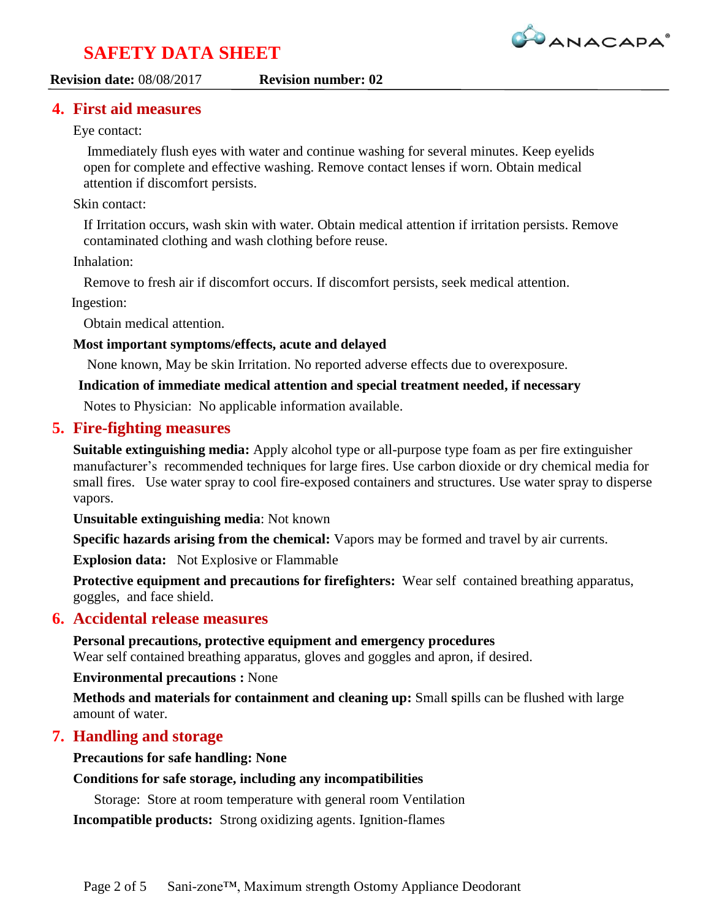## 4. First aid measures

Eye contact:

Immediately flush eyes with water and continue washing for several minutes. Keep eyelids open for complete and effective washing. Remove contact lenses if worn. Obtain medical attention if discomfort persists.

Skin contact:

If Irritation occurs, wash skin with water. Obtain medical attention if irritation persists. Remove contaminated clothing and wash clothing before reuse.

Inhalation:

Remove to fresh air if discomfort occurs. If discomfort persists, seek medical attention.

Ingestion:

Obtain medical attention.

**Most important symptoms/effects, acute and delayed**

None known, May be skin Irritation. No reported adverse effects due to overexposure.

**Indication of immediate medical attention and special treatment needed, if necessary**

Notes to Physician: No applicable information available.

## 5. Fire-fighting measures

**Suitable extinguishing media:** Apply alcohol type or all-purpose type foam as per fire extinguisher manufacturer's recommended techniques for large fires. Use carbon dioxide or dry chemical media for small fires. Use water spray to cool fire-exposed containers and structures. Use water spray to disperse vapors.

**Unsuitable extinguishing media**: Not known

**Specific hazards arising from the chemical:** Vapors may be formed and travel by air currents.

**Explosion data:** Not Explosive or Flammable

**Protective equipment and precautions for firefighters:** Wear self contained breathing apparatus, goggles, and face shield.

## 6. Accidental release measures

**Personal precautions, protective equipment and emergency procedures**
Wear self contained breathing apparatus, gloves and goggles and apron, if desired.

**Environmental precautions :** None

**Methods and materials for containment and cleaning up:** Small **s**pills can be flushed with large amount of water.

## 7. Handling and storage

**Precautions for safe handling: None**

**Conditions for safe storage, including any incompatibilities**

Storage: Store at room temperature with general room Ventilation

**Incompatible products:** Strong oxidizing agents. Ignition-flames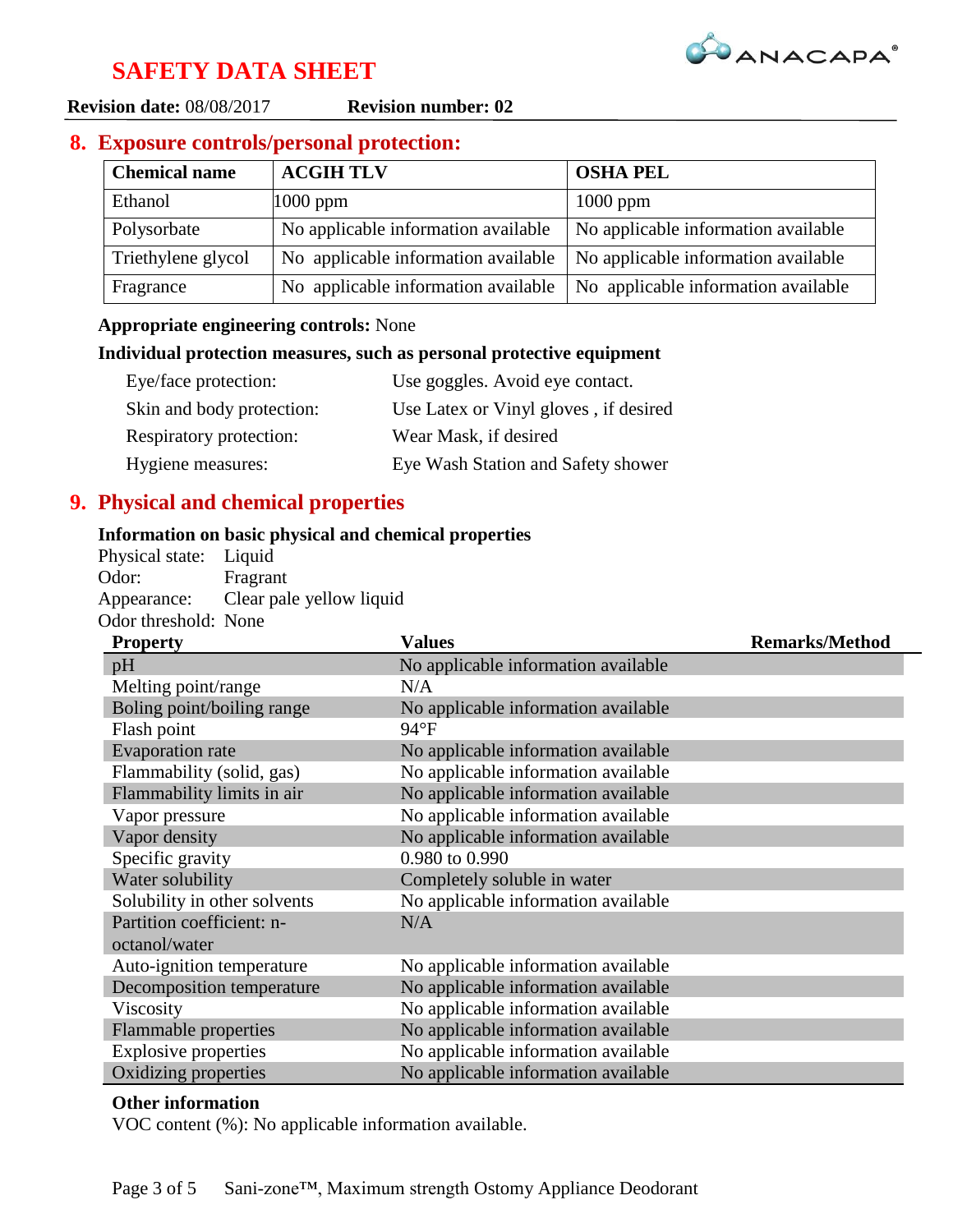# SAFETY DATA SHEET

**Revision date:** 08/08/2017 **Revision number: 02**

## 8. Exposure controls/personal protection:

| Chemical name | ACGIH TLV | OSHA PEL |
|---|---|---|
| Ethanol | 1000 ppm | 1000 ppm |
| Polysorbate | No applicable information available | No applicable information available |
| Triethylene glycol | No applicable information available | No applicable information available |
| Fragrance | No applicable information available | No applicable information available |

**Appropriate engineering controls:** None

**Individual protection measures, such as personal protective equipment**

| | |
|---|---|
| Eye/face protection: | Use goggles. Avoid eye contact. |
| Skin and body protection: | Use Latex or Vinyl gloves , if desired |
| Respiratory protection: | Wear Mask, if desired |
| Hygiene measures: | Eye Wash Station and Safety shower |

## 9. Physical and chemical properties

**Information on basic physical and chemical properties**

Physical state: Liquid
Odor: Fragrant
Appearance: Clear pale yellow liquid
Odor threshold: None

| Property | Values | Remarks/Method |
|---|---|---|
| pH | No applicable information available | |
| Melting point/range | N/A | |
| Boling point/boiling range | No applicable information available | |
| Flash point | 94°F | |
| Evaporation rate | No applicable information available | |
| Flammability (solid, gas) | No applicable information available | |
| Flammability limits in air | No applicable information available | |
| Vapor pressure | No applicable information available | |
| Vapor density | No applicable information available | |
| Specific gravity | 0.980 to 0.990 | |
| Water solubility | Completely soluble in water | |
| Solubility in other solvents | No applicable information available | |
| Partition coefficient: n-octanol/water | N/A | |
| Auto-ignition temperature | No applicable information available | |
| Decomposition temperature | No applicable information available | |
| Viscosity | No applicable information available | |
| Flammable properties | No applicable information available | |
| Explosive properties | No applicable information available | |
| Oxidizing properties | No applicable information available | |

**Other information**

VOC content (%): No applicable information available.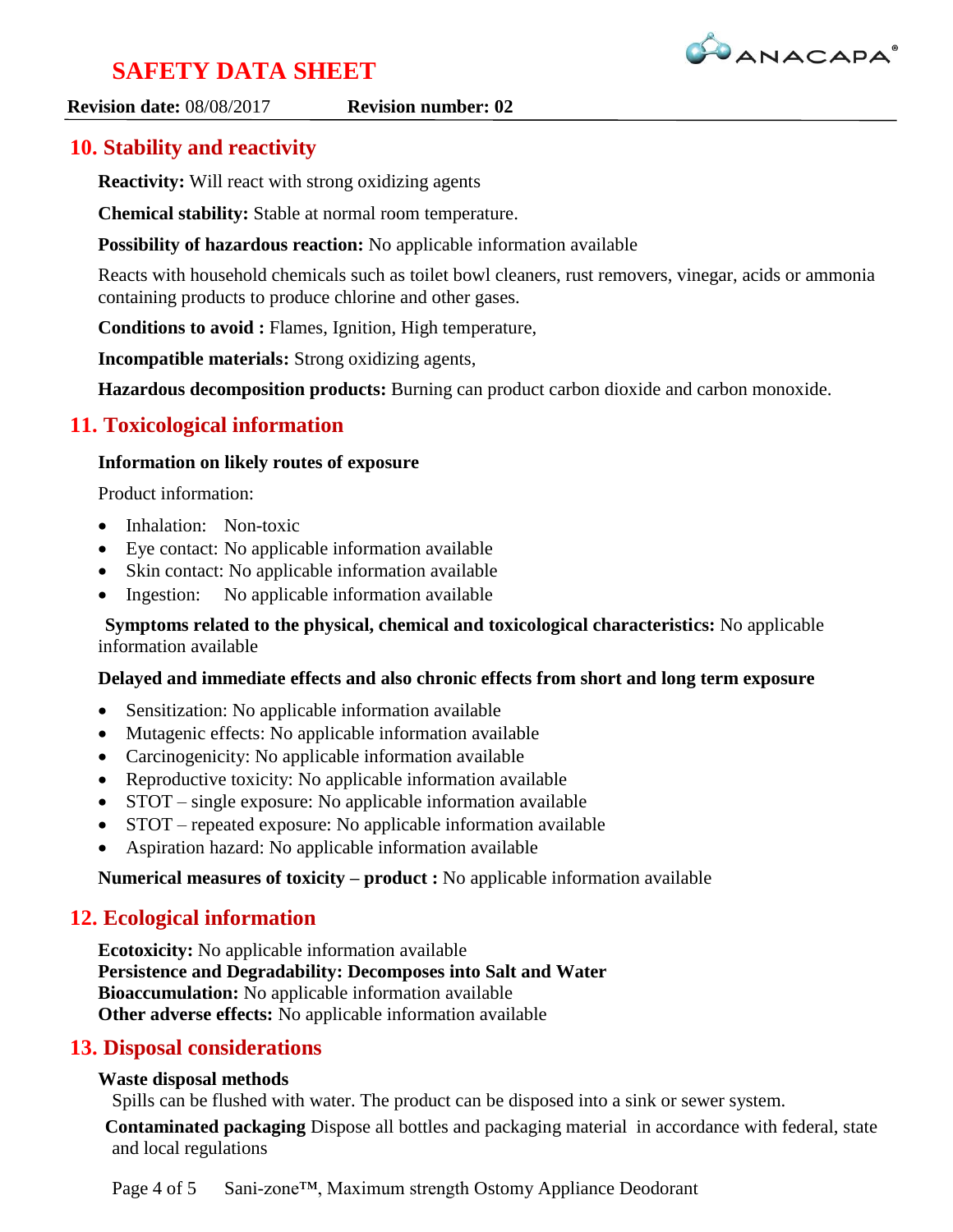## 10. Stability and reactivity

**Reactivity:** Will react with strong oxidizing agents

**Chemical stability:** Stable at normal room temperature.

**Possibility of hazardous reaction:** No applicable information available

Reacts with household chemicals such as toilet bowl cleaners, rust removers, vinegar, acids or ammonia containing products to produce chlorine and other gases.

**Conditions to avoid :** Flames, Ignition, High temperature,

**Incompatible materials:** Strong oxidizing agents,

**Hazardous decomposition products:** Burning can product carbon dioxide and carbon monoxide.

## 11. Toxicological information

**Information on likely routes of exposure**

Product information:

- Inhalation: Non-toxic
- Eye contact: No applicable information available
- Skin contact: No applicable information available
- Ingestion: No applicable information available

**Symptoms related to the physical, chemical and toxicological characteristics:** No applicable information available

**Delayed and immediate effects and also chronic effects from short and long term exposure**

- Sensitization: No applicable information available
- Mutagenic effects: No applicable information available
- Carcinogenicity: No applicable information available
- Reproductive toxicity: No applicable information available
- STOT – single exposure: No applicable information available
- STOT – repeated exposure: No applicable information available
- Aspiration hazard: No applicable information available

**Numerical measures of toxicity – product :** No applicable information available

## 12. Ecological information

**Ecotoxicity:** No applicable information available
**Persistence and Degradability: Decomposes into Salt and Water**
**Bioaccumulation:** No applicable information available
**Other adverse effects:** No applicable information available

## 13. Disposal considerations

**Waste disposal methods**

Spills can be flushed with water. The product can be disposed into a sink or sewer system.

**Contaminated packaging** Dispose all bottles and packaging material in accordance with federal, state and local regulations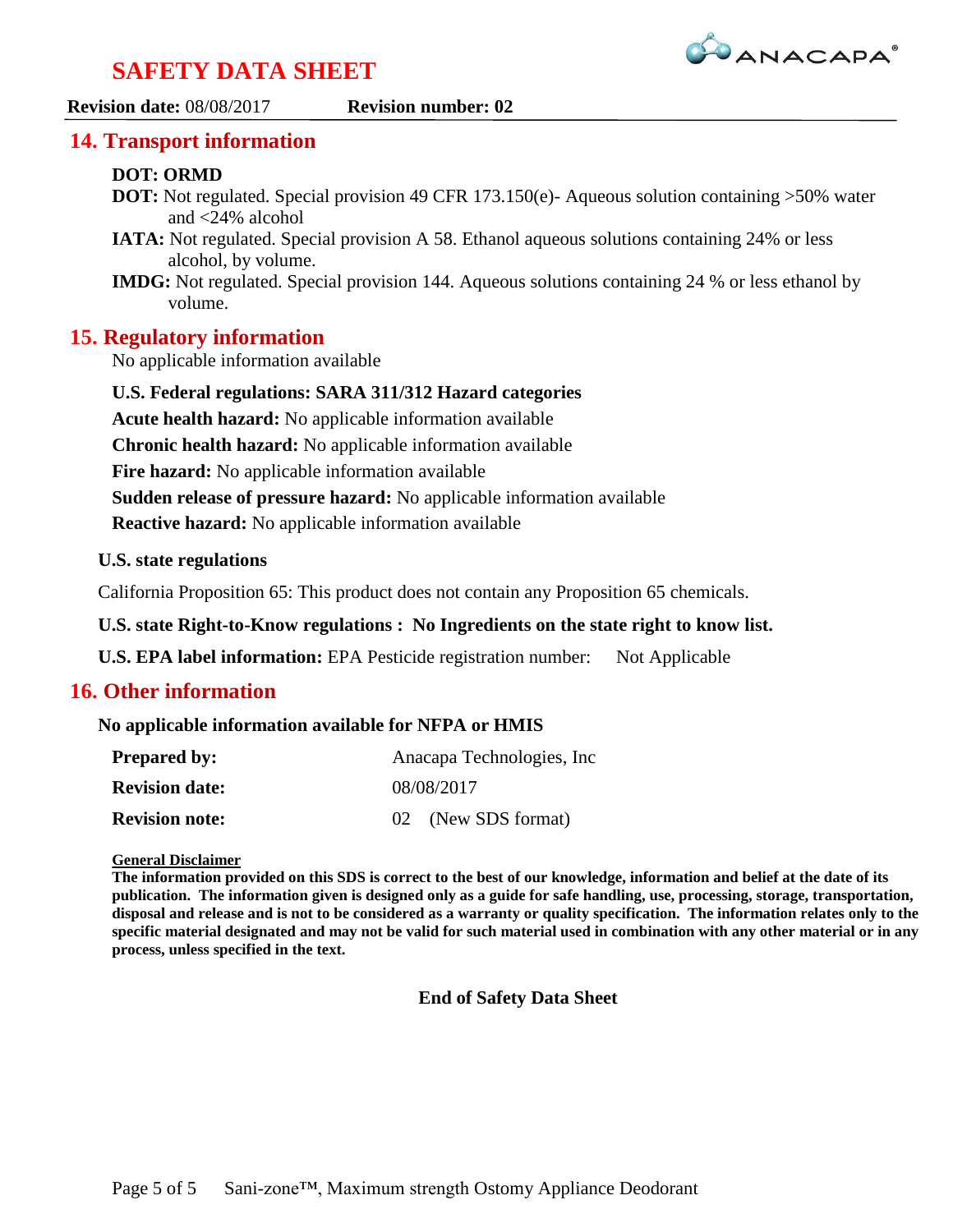## 14. Transport information

**DOT: ORMD**

**DOT:** Not regulated. Special provision 49 CFR 173.150(e)- Aqueous solution containing >50% water and <24% alcohol

**IATA:** Not regulated. Special provision A 58. Ethanol aqueous solutions containing 24% or less alcohol, by volume.

**IMDG:** Not regulated. Special provision 144. Aqueous solutions containing 24 % or less ethanol by volume.

## 15. Regulatory information

No applicable information available

**U.S. Federal regulations: SARA 311/312 Hazard categories**

**Acute health hazard:** No applicable information available

**Chronic health hazard:** No applicable information available

**Fire hazard:** No applicable information available

**Sudden release of pressure hazard:** No applicable information available

**Reactive hazard:** No applicable information available

**U.S. state regulations**

California Proposition 65: This product does not contain any Proposition 65 chemicals.

**U.S. state Right-to-Know regulations : No Ingredients on the state right to know list.**

**U.S. EPA label information:** EPA Pesticide registration number: Not Applicable

## 16. Other information

**No applicable information available for NFPA or HMIS**

| | |
|---|---|
| **Prepared by:** | Anacapa Technologies, Inc |
| **Revision date:** | 08/08/2017 |
| **Revision note:** | 02 (New SDS format) |

**General Disclaimer**

**The information provided on this SDS is correct to the best of our knowledge, information and belief at the date of its publication. The information given is designed only as a guide for safe handling, use, processing, storage, transportation, disposal and release and is not to be considered as a warranty or quality specification. The information relates only to the specific material designated and may not be valid for such material used in combination with any other material or in any process, unless specified in the text.**

**End of Safety Data Sheet**